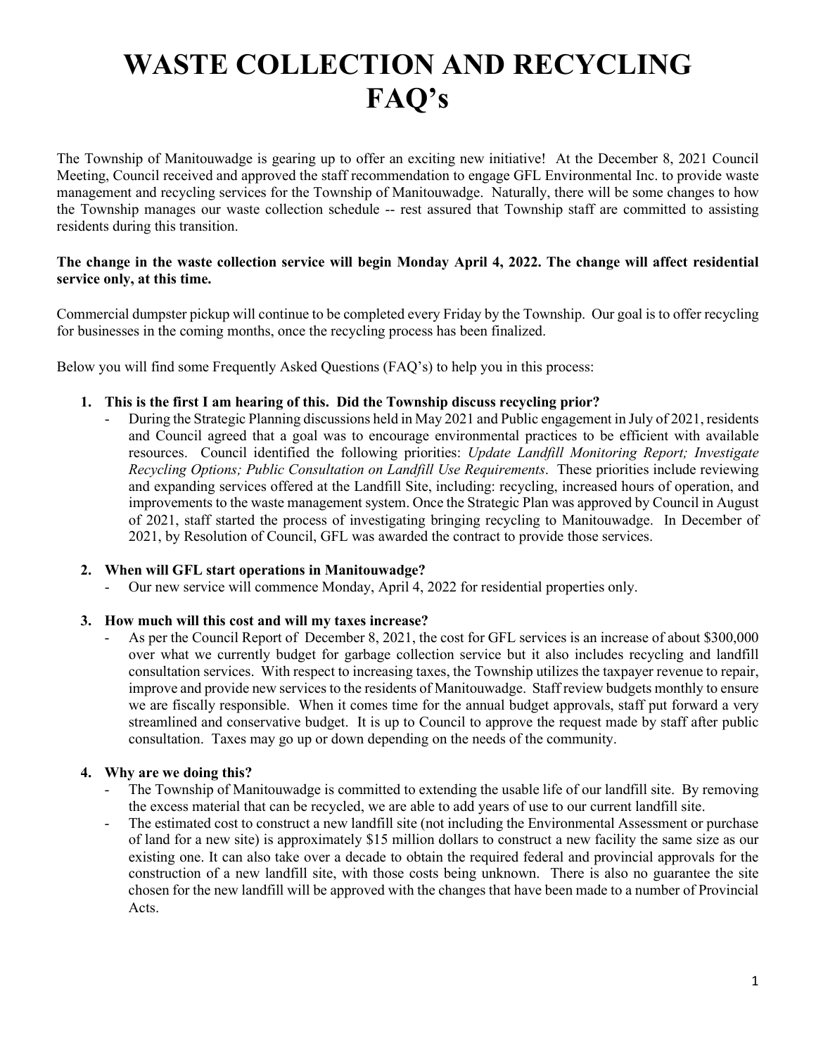# WASTE COLLECTION AND RECYCLING FAQ's

The Township of Manitouwadge is gearing up to offer an exciting new initiative! At the December 8, 2021 Council Meeting, Council received and approved the staff recommendation to engage GFL Environmental Inc. to provide waste management and recycling services for the Township of Manitouwadge. Naturally, there will be some changes to how the Township manages our waste collection schedule -- rest assured that Township staff are committed to assisting residents during this transition.

**The change in the waste collection service will begin Monday April 4, 2022. The change will affect residential service only, at this time.**

Commercial dumpster pickup will continue to be completed every Friday by the Township. Our goal is to offer recycling for businesses in the coming months, once the recycling process has been finalized.

Below you will find some Frequently Asked Questions (FAQ's) to help you in this process:

1. **This is the first I am hearing of this. Did the Township discuss recycling prior?**
   - During the Strategic Planning discussions held in May 2021 and Public engagement in July of 2021, residents and Council agreed that a goal was to encourage environmental practices to be efficient with available resources. Council identified the following priorities: *Update Landfill Monitoring Report; Investigate Recycling Options; Public Consultation on Landfill Use Requirements*. These priorities include reviewing and expanding services offered at the Landfill Site, including: recycling, increased hours of operation, and improvements to the waste management system. Once the Strategic Plan was approved by Council in August of 2021, staff started the process of investigating bringing recycling to Manitouwadge. In December of 2021, by Resolution of Council, GFL was awarded the contract to provide those services.

2. **When will GFL start operations in Manitouwadge?**
   - Our new service will commence Monday, April 4, 2022 for residential properties only.

3. **How much will this cost and will my taxes increase?**
   - As per the Council Report of December 8, 2021, the cost for GFL services is an increase of about $300,000 over what we currently budget for garbage collection service but it also includes recycling and landfill consultation services. With respect to increasing taxes, the Township utilizes the taxpayer revenue to repair, improve and provide new services to the residents of Manitouwadge. Staff review budgets monthly to ensure we are fiscally responsible. When it comes time for the annual budget approvals, staff put forward a very streamlined and conservative budget. It is up to Council to approve the request made by staff after public consultation. Taxes may go up or down depending on the needs of the community.

4. **Why are we doing this?**
   - The Township of Manitouwadge is committed to extending the usable life of our landfill site. By removing the excess material that can be recycled, we are able to add years of use to our current landfill site.
   - The estimated cost to construct a new landfill site (not including the Environmental Assessment or purchase of land for a new site) is approximately $15 million dollars to construct a new facility the same size as our existing one. It can also take over a decade to obtain the required federal and provincial approvals for the construction of a new landfill site, with those costs being unknown. There is also no guarantee the site chosen for the new landfill will be approved with the changes that have been made to a number of Provincial Acts.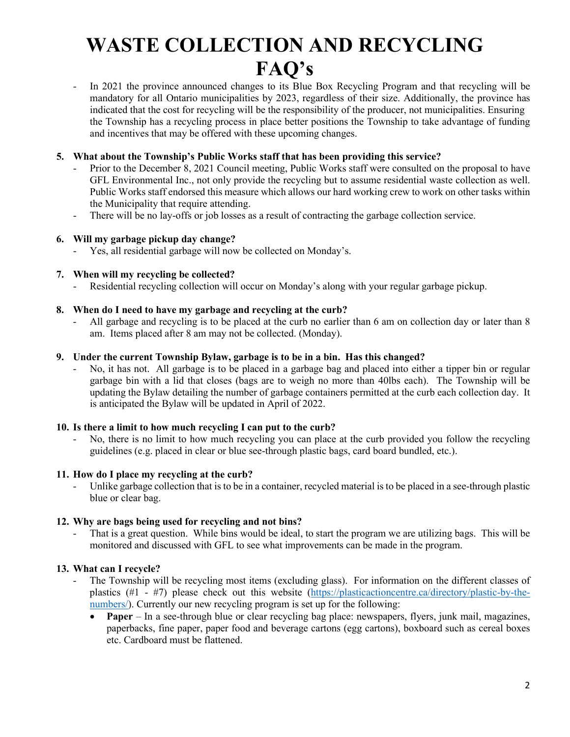# WASTE COLLECTION AND RECYCLING FAQ's

- In 2021 the province announced changes to its Blue Box Recycling Program and that recycling will be mandatory for all Ontario municipalities by 2023, regardless of their size. Additionally, the province has indicated that the cost for recycling will be the responsibility of the producer, not municipalities. Ensuring the Township has a recycling process in place better positions the Township to take advantage of funding and incentives that may be offered with these upcoming changes.

**5. What about the Township's Public Works staff that has been providing this service?**

- Prior to the December 8, 2021 Council meeting, Public Works staff were consulted on the proposal to have GFL Environmental Inc., not only provide the recycling but to assume residential waste collection as well. Public Works staff endorsed this measure which allows our hard working crew to work on other tasks within the Municipality that require attending.
- There will be no lay-offs or job losses as a result of contracting the garbage collection service.

**6. Will my garbage pickup day change?**

- Yes, all residential garbage will now be collected on Monday's.

**7. When will my recycling be collected?**

- Residential recycling collection will occur on Monday's along with your regular garbage pickup.

**8. When do I need to have my garbage and recycling at the curb?**

- All garbage and recycling is to be placed at the curb no earlier than 6 am on collection day or later than 8 am. Items placed after 8 am may not be collected. (Monday).

**9. Under the current Township Bylaw, garbage is to be in a bin. Has this changed?**

- No, it has not. All garbage is to be placed in a garbage bag and placed into either a tipper bin or regular garbage bin with a lid that closes (bags are to weigh no more than 40lbs each). The Township will be updating the Bylaw detailing the number of garbage containers permitted at the curb each collection day. It is anticipated the Bylaw will be updated in April of 2022.

**10. Is there a limit to how much recycling I can put to the curb?**

- No, there is no limit to how much recycling you can place at the curb provided you follow the recycling guidelines (e.g. placed in clear or blue see-through plastic bags, card board bundled, etc.).

**11. How do I place my recycling at the curb?**

- Unlike garbage collection that is to be in a container, recycled material is to be placed in a see-through plastic blue or clear bag.

**12. Why are bags being used for recycling and not bins?**

- That is a great question. While bins would be ideal, to start the program we are utilizing bags. This will be monitored and discussed with GFL to see what improvements can be made in the program.

**13. What can I recycle?**

- The Township will be recycling most items (excluding glass). For information on the different classes of plastics (#1 - #7) please check out this website (https://plasticactioncentre.ca/directory/plastic-by-the-numbers/). Currently our new recycling program is set up for the following:
    - **Paper** – In a see-through blue or clear recycling bag place: newspapers, flyers, junk mail, magazines, paperbacks, fine paper, paper food and beverage cartons (egg cartons), boxboard such as cereal boxes etc. Cardboard must be flattened.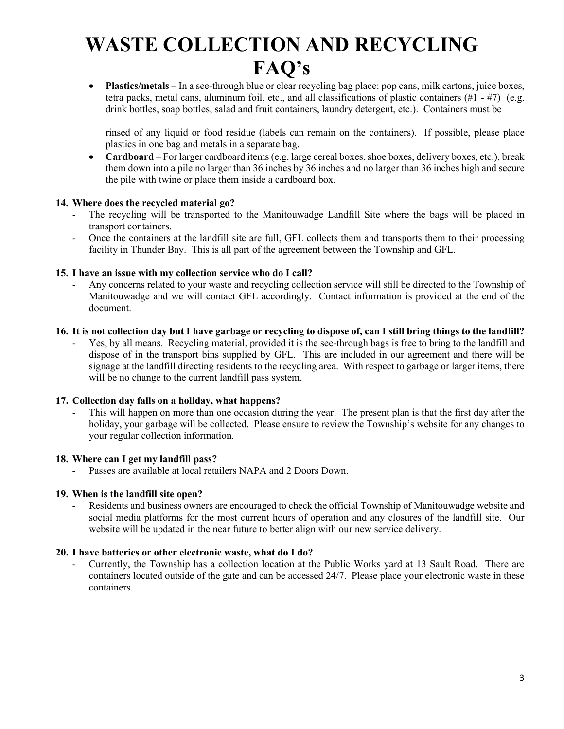// WASTE COLLECTION AND RECYCLING FAQ's

- **Plastics/metals** – In a see-through blue or clear recycling bag place: pop cans, milk cartons, juice boxes, tetra packs, metal cans, aluminum foil, etc., and all classifications of plastic containers (#1 - #7) (e.g. drink bottles, soap bottles, salad and fruit containers, laundry detergent, etc.). Containers must be

  rinsed of any liquid or food residue (labels can remain on the containers). If possible, please place plastics in one bag and metals in a separate bag.
- **Cardboard** – For larger cardboard items (e.g. large cereal boxes, shoe boxes, delivery boxes, etc.), break them down into a pile no larger than 36 inches by 36 inches and no larger than 36 inches high and secure the pile with twine or place them inside a cardboard box.

**14. Where does the recycled material go?**

- The recycling will be transported to the Manitouwadge Landfill Site where the bags will be placed in transport containers.
- Once the containers at the landfill site are full, GFL collects them and transports them to their processing facility in Thunder Bay. This is all part of the agreement between the Township and GFL.

**15. I have an issue with my collection service who do I call?**

- Any concerns related to your waste and recycling collection service will still be directed to the Township of Manitouwadge and we will contact GFL accordingly. Contact information is provided at the end of the document.

**16. It is not collection day but I have garbage or recycling to dispose of, can I still bring things to the landfill?**

- Yes, by all means. Recycling material, provided it is the see-through bags is free to bring to the landfill and dispose of in the transport bins supplied by GFL. This are included in our agreement and there will be signage at the landfill directing residents to the recycling area. With respect to garbage or larger items, there will be no change to the current landfill pass system.

**17. Collection day falls on a holiday, what happens?**

- This will happen on more than one occasion during the year. The present plan is that the first day after the holiday, your garbage will be collected. Please ensure to review the Township's website for any changes to your regular collection information.

**18. Where can I get my landfill pass?**

- Passes are available at local retailers NAPA and 2 Doors Down.

**19. When is the landfill site open?**

- Residents and business owners are encouraged to check the official Township of Manitouwadge website and social media platforms for the most current hours of operation and any closures of the landfill site. Our website will be updated in the near future to better align with our new service delivery.

**20. I have batteries or other electronic waste, what do I do?**

- Currently, the Township has a collection location at the Public Works yard at 13 Sault Road. There are containers located outside of the gate and can be accessed 24/7. Please place your electronic waste in these containers.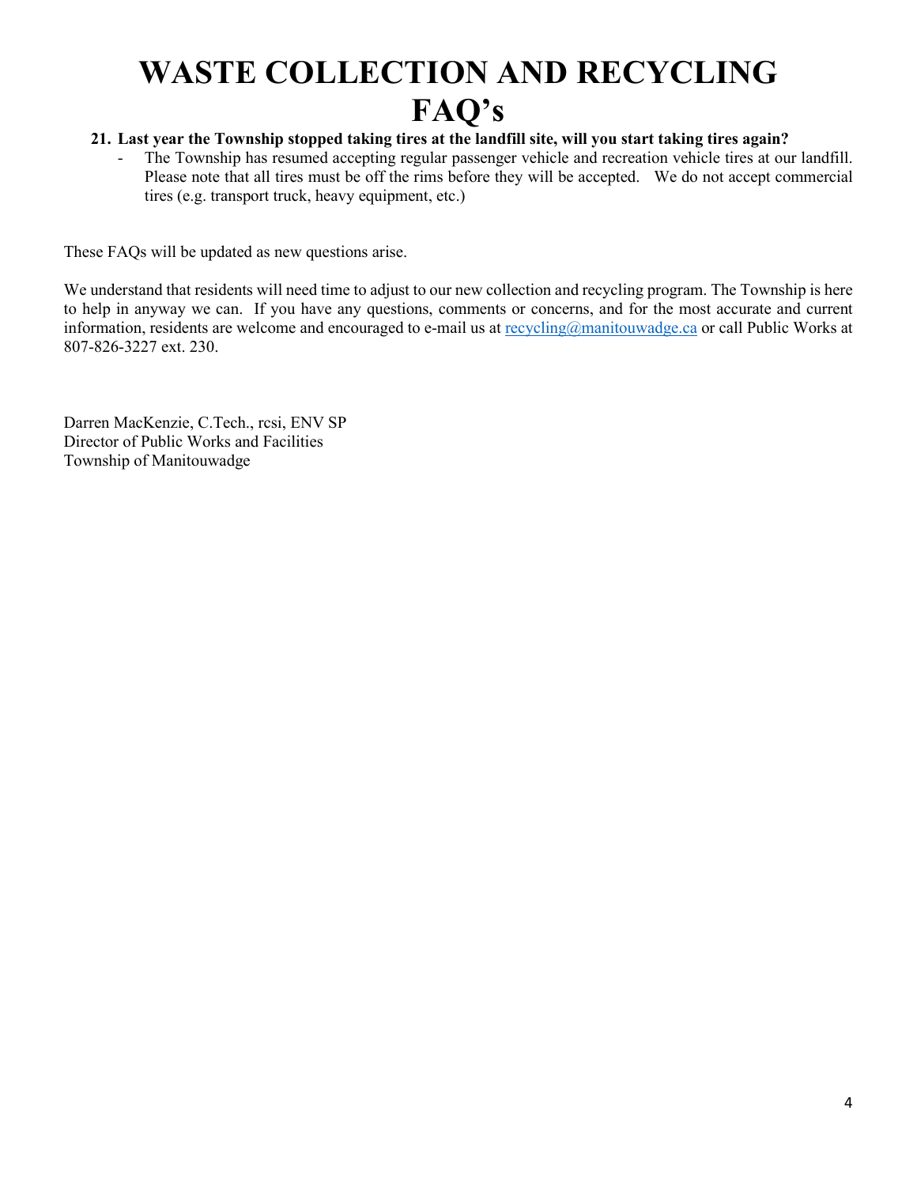# WASTE COLLECTION AND RECYCLING FAQ's

**21. Last year the Township stopped taking tires at the landfill site, will you start taking tires again?**

- The Township has resumed accepting regular passenger vehicle and recreation vehicle tires at our landfill. Please note that all tires must be off the rims before they will be accepted. We do not accept commercial tires (e.g. transport truck, heavy equipment, etc.)

These FAQs will be updated as new questions arise.

We understand that residents will need time to adjust to our new collection and recycling program. The Township is here to help in anyway we can. If you have any questions, comments or concerns, and for the most accurate and current information, residents are welcome and encouraged to e-mail us at [recycling@manitouwadge.ca](mailto:recycling@manitouwadge.ca) or call Public Works at 807-826-3227 ext. 230.

Darren MacKenzie, C.Tech., rcsi, ENV SP
Director of Public Works and Facilities
Township of Manitouwadge